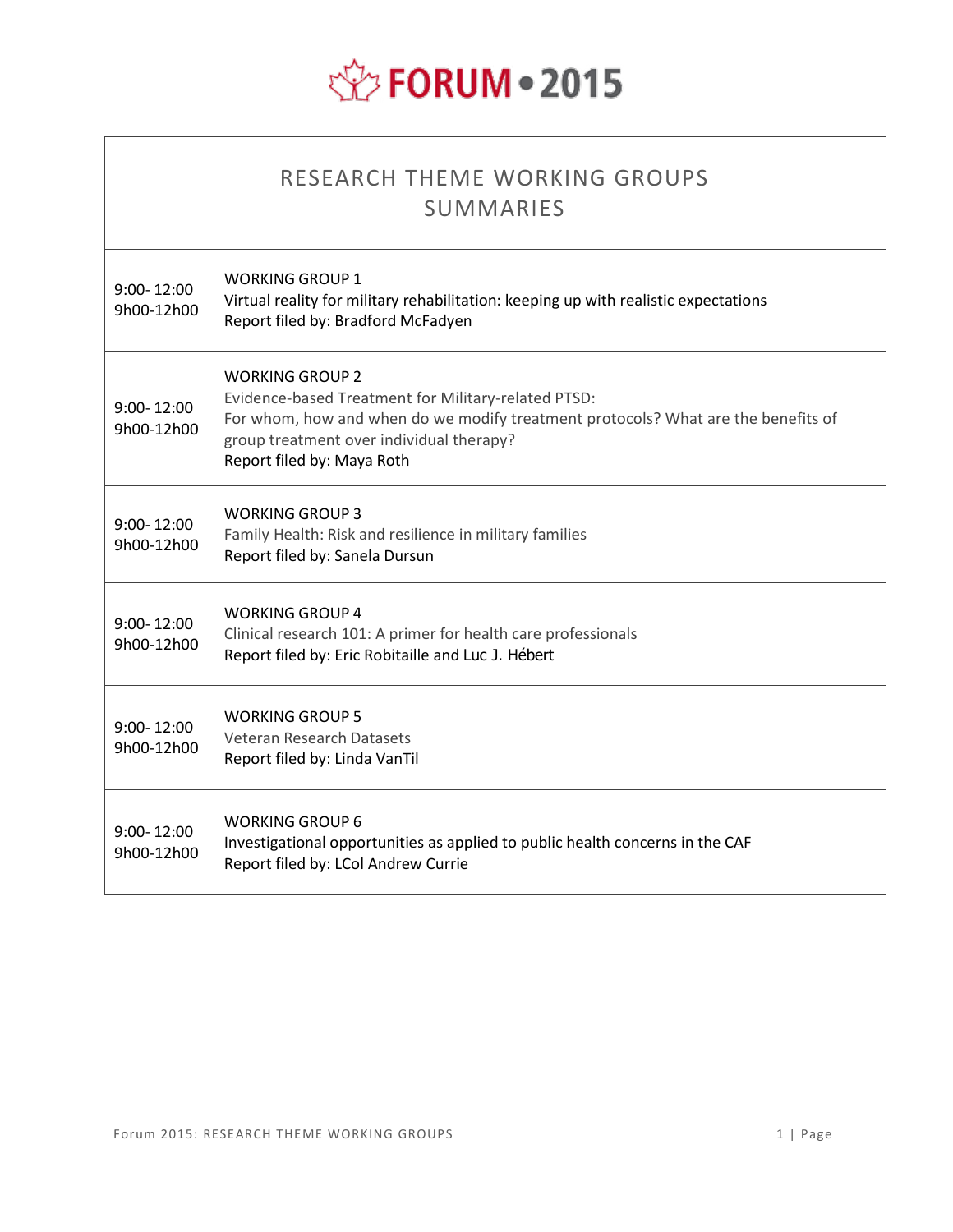# FORUM • 2015

## RESEARCH THEME WORKING GROUPS SUMMARIES

| | |
|---|---|
| 9:00- 12:00<br>9h00-12h00 | WORKING GROUP 1<br>Virtual reality for military rehabilitation: keeping up with realistic expectations<br>Report filed by: Bradford McFadyen |
| 9:00- 12:00<br>9h00-12h00 | WORKING GROUP 2<br>Evidence-based Treatment for Military-related PTSD:<br>For whom, how and when do we modify treatment protocols? What are the benefits of group treatment over individual therapy?<br>Report filed by: Maya Roth |
| 9:00- 12:00<br>9h00-12h00 | WORKING GROUP 3<br>Family Health: Risk and resilience in military families<br>Report filed by: Sanela Dursun |
| 9:00- 12:00<br>9h00-12h00 | WORKING GROUP 4<br>Clinical research 101: A primer for health care professionals<br>Report filed by: Eric Robitaille and Luc J. Hébert |
| 9:00- 12:00<br>9h00-12h00 | WORKING GROUP 5<br>Veteran Research Datasets<br>Report filed by: Linda VanTil |
| 9:00- 12:00<br>9h00-12h00 | WORKING GROUP 6<br>Investigational opportunities as applied to public health concerns in the CAF<br>Report filed by: LCol Andrew Currie |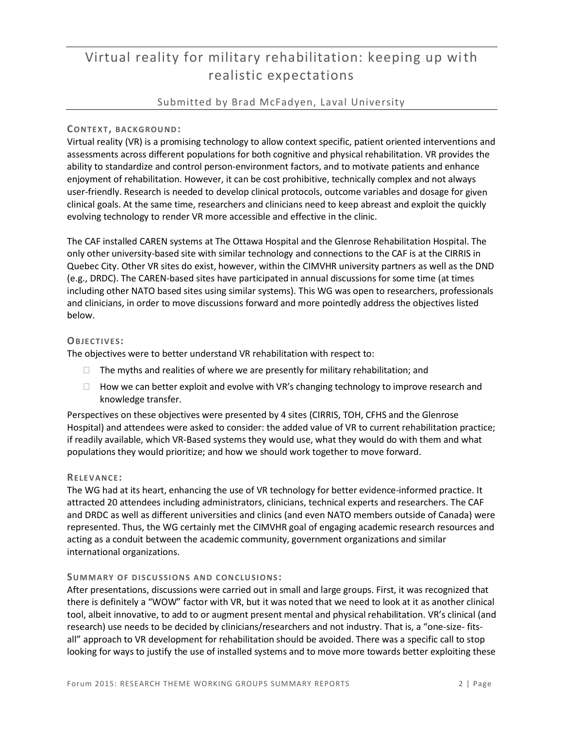# Virtual reality for military rehabilitation: keeping up with realistic expectations

Submitted by Brad McFadyen, Laval University

## CONTEXT, BACKGROUND:

Virtual reality (VR) is a promising technology to allow context specific, patient oriented interventions and assessments across different populations for both cognitive and physical rehabilitation. VR provides the ability to standardize and control person-environment factors, and to motivate patients and enhance enjoyment of rehabilitation. However, it can be cost prohibitive, technically complex and not always user-friendly. Research is needed to develop clinical protocols, outcome variables and dosage for given clinical goals. At the same time, researchers and clinicians need to keep abreast and exploit the quickly evolving technology to render VR more accessible and effective in the clinic.

The CAF installed CAREN systems at The Ottawa Hospital and the Glenrose Rehabilitation Hospital. The only other university-based site with similar technology and connections to the CAF is at the CIRRIS in Quebec City. Other VR sites do exist, however, within the CIMVHR university partners as well as the DND (e.g., DRDC). The CAREN-based sites have participated in annual discussions for some time (at times including other NATO based sites using similar systems). This WG was open to researchers, professionals and clinicians, in order to move discussions forward and more pointedly address the objectives listed below.

## OBJECTIVES:

The objectives were to better understand VR rehabilitation with respect to:

- The myths and realities of where we are presently for military rehabilitation; and
- How we can better exploit and evolve with VR's changing technology to improve research and knowledge transfer.

Perspectives on these objectives were presented by 4 sites (CIRRIS, TOH, CFHS and the Glenrose Hospital) and attendees were asked to consider: the added value of VR to current rehabilitation practice; if readily available, which VR-Based systems they would use, what they would do with them and what populations they would prioritize; and how we should work together to move forward.

## RELEVANCE:

The WG had at its heart, enhancing the use of VR technology for better evidence-informed practice. It attracted 20 attendees including administrators, clinicians, technical experts and researchers. The CAF and DRDC as well as different universities and clinics (and even NATO members outside of Canada) were represented. Thus, the WG certainly met the CIMVHR goal of engaging academic research resources and acting as a conduit between the academic community, government organizations and similar international organizations.

## SUMMARY OF DISCUSSIONS AND CONCLUSIONS:

After presentations, discussions were carried out in small and large groups. First, it was recognized that there is definitely a "WOW" factor with VR, but it was noted that we need to look at it as another clinical tool, albeit innovative, to add to or augment present mental and physical rehabilitation. VR's clinical (and research) use needs to be decided by clinicians/researchers and not industry. That is, a "one-size- fits-all" approach to VR development for rehabilitation should be avoided. There was a specific call to stop looking for ways to justify the use of installed systems and to move more towards better exploiting these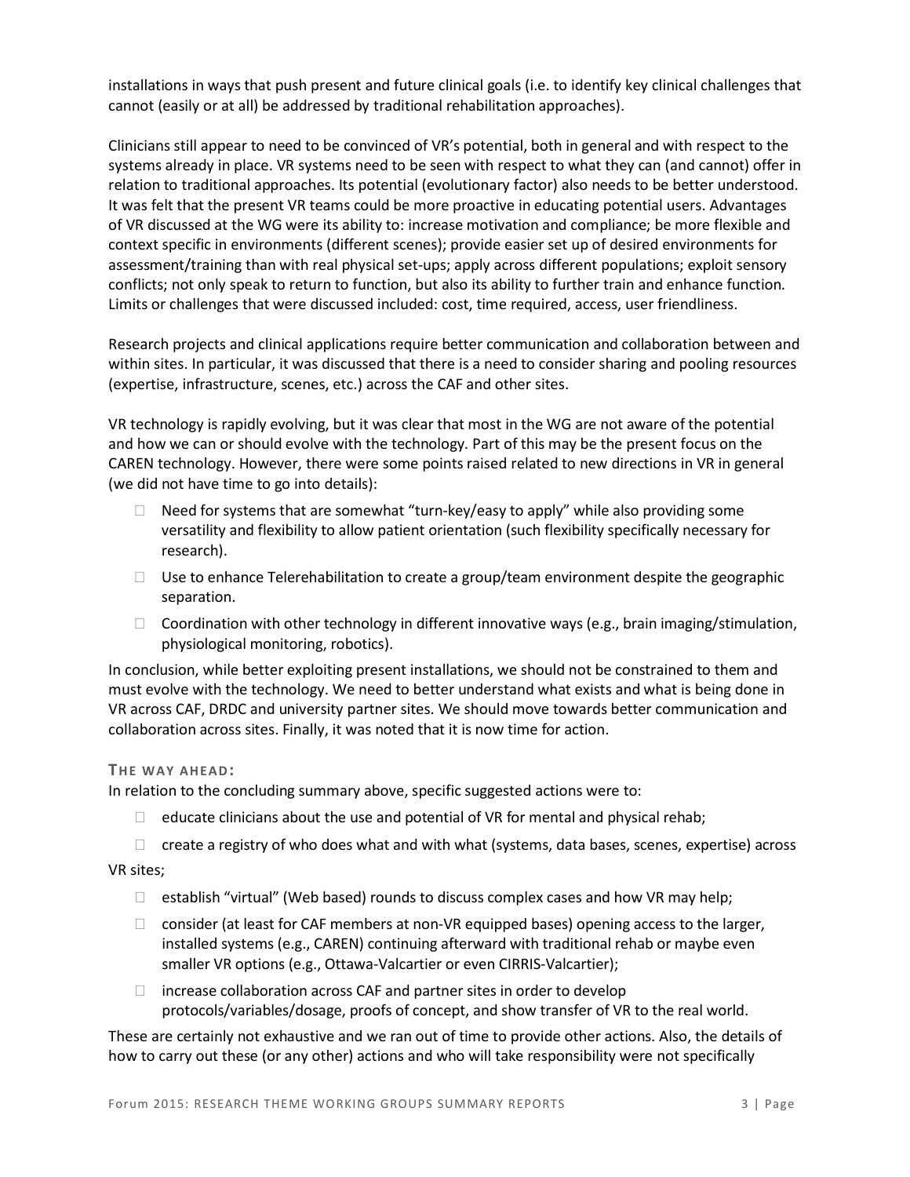installations in ways that push present and future clinical goals (i.e. to identify key clinical challenges that cannot (easily or at all) be addressed by traditional rehabilitation approaches).

Clinicians still appear to need to be convinced of VR's potential, both in general and with respect to the systems already in place. VR systems need to be seen with respect to what they can (and cannot) offer in relation to traditional approaches. Its potential (evolutionary factor) also needs to be better understood. It was felt that the present VR teams could be more proactive in educating potential users. Advantages of VR discussed at the WG were its ability to: increase motivation and compliance; be more flexible and context specific in environments (different scenes); provide easier set up of desired environments for assessment/training than with real physical set-ups; apply across different populations; exploit sensory conflicts; not only speak to return to function, but also its ability to further train and enhance function. Limits or challenges that were discussed included: cost, time required, access, user friendliness.

Research projects and clinical applications require better communication and collaboration between and within sites. In particular, it was discussed that there is a need to consider sharing and pooling resources (expertise, infrastructure, scenes, etc.) across the CAF and other sites.

VR technology is rapidly evolving, but it was clear that most in the WG are not aware of the potential and how we can or should evolve with the technology. Part of this may be the present focus on the CAREN technology. However, there were some points raised related to new directions in VR in general (we did not have time to go into details):

- Need for systems that are somewhat "turn-key/easy to apply" while also providing some versatility and flexibility to allow patient orientation (such flexibility specifically necessary for research).
- Use to enhance Telerehabilitation to create a group/team environment despite the geographic separation.
- Coordination with other technology in different innovative ways (e.g., brain imaging/stimulation, physiological monitoring, robotics).

In conclusion, while better exploiting present installations, we should not be constrained to them and must evolve with the technology. We need to better understand what exists and what is being done in VR across CAF, DRDC and university partner sites. We should move towards better communication and collaboration across sites. Finally, it was noted that it is now time for action.

### THE WAY AHEAD:

In relation to the concluding summary above, specific suggested actions were to:

- educate clinicians about the use and potential of VR for mental and physical rehab;
- create a registry of who does what and with what (systems, data bases, scenes, expertise) across VR sites;
- establish "virtual" (Web based) rounds to discuss complex cases and how VR may help;
- consider (at least for CAF members at non-VR equipped bases) opening access to the larger, installed systems (e.g., CAREN) continuing afterward with traditional rehab or maybe even smaller VR options (e.g., Ottawa-Valcartier or even CIRRIS-Valcartier);
- increase collaboration across CAF and partner sites in order to develop protocols/variables/dosage, proofs of concept, and show transfer of VR to the real world.

These are certainly not exhaustive and we ran out of time to provide other actions. Also, the details of how to carry out these (or any other) actions and who will take responsibility were not specifically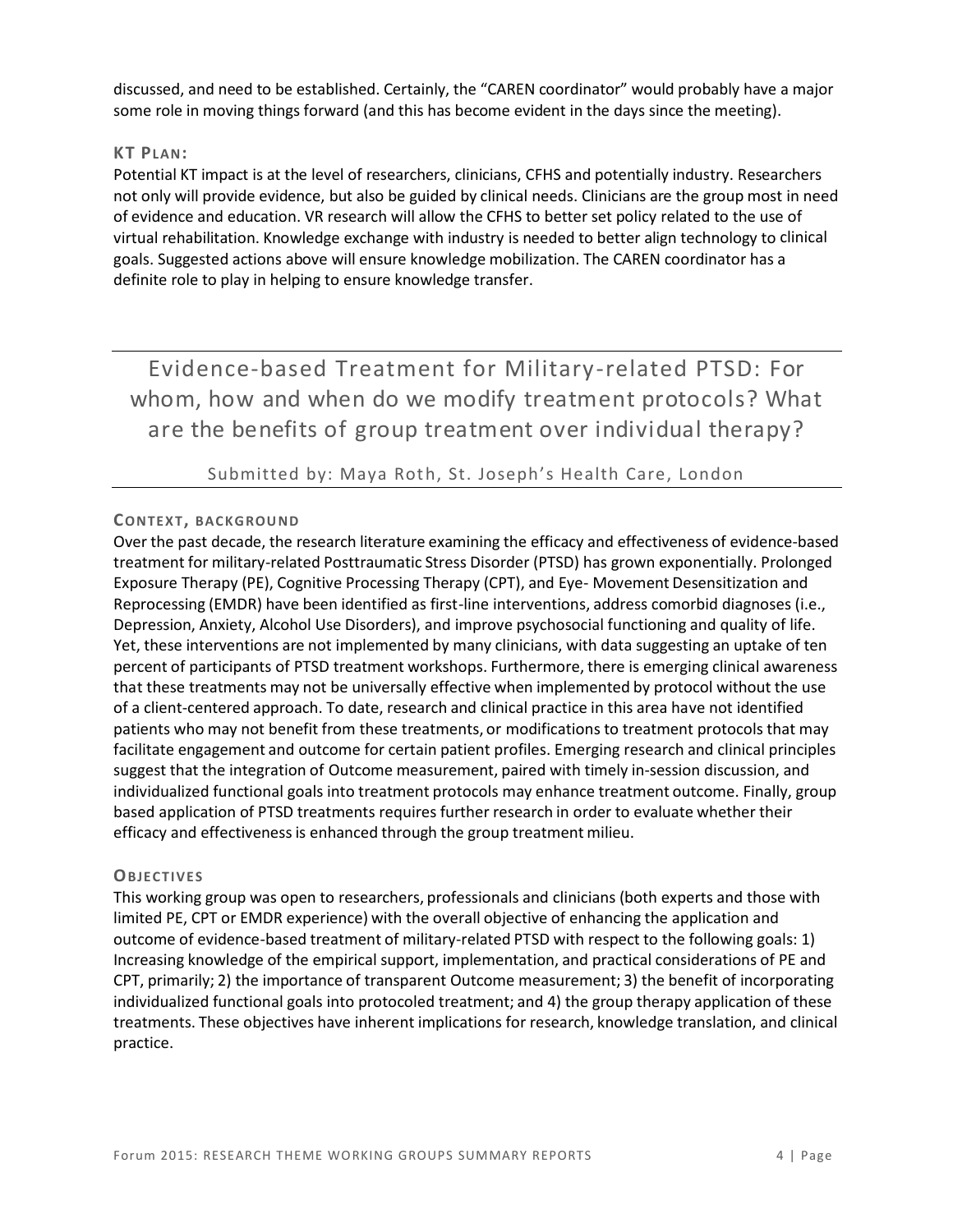discussed, and need to be established. Certainly, the "CAREN coordinator" would probably have a major some role in moving things forward (and this has become evident in the days since the meeting).

### KT PLAN:

Potential KT impact is at the level of researchers, clinicians, CFHS and potentially industry. Researchers not only will provide evidence, but also be guided by clinical needs. Clinicians are the group most in need of evidence and education. VR research will allow the CFHS to better set policy related to the use of virtual rehabilitation. Knowledge exchange with industry is needed to better align technology to clinical goals. Suggested actions above will ensure knowledge mobilization. The CAREN coordinator has a definite role to play in helping to ensure knowledge transfer.

## Evidence-based Treatment for Military-related PTSD: For whom, how and when do we modify treatment protocols? What are the benefits of group treatment over individual therapy?

Submitted by: Maya Roth, St. Joseph's Health Care, London

### CONTEXT, BACKGROUND

Over the past decade, the research literature examining the efficacy and effectiveness of evidence-based treatment for military-related Posttraumatic Stress Disorder (PTSD) has grown exponentially. Prolonged Exposure Therapy (PE), Cognitive Processing Therapy (CPT), and Eye- Movement Desensitization and Reprocessing (EMDR) have been identified as first-line interventions, address comorbid diagnoses (i.e., Depression, Anxiety, Alcohol Use Disorders), and improve psychosocial functioning and quality of life. Yet, these interventions are not implemented by many clinicians, with data suggesting an uptake of ten percent of participants of PTSD treatment workshops. Furthermore, there is emerging clinical awareness that these treatments may not be universally effective when implemented by protocol without the use of a client-centered approach. To date, research and clinical practice in this area have not identified patients who may not benefit from these treatments, or modifications to treatment protocols that may facilitate engagement and outcome for certain patient profiles. Emerging research and clinical principles suggest that the integration of Outcome measurement, paired with timely in-session discussion, and individualized functional goals into treatment protocols may enhance treatment outcome. Finally, group based application of PTSD treatments requires further research in order to evaluate whether their efficacy and effectiveness is enhanced through the group treatment milieu.

### OBJECTIVES

This working group was open to researchers, professionals and clinicians (both experts and those with limited PE, CPT or EMDR experience) with the overall objective of enhancing the application and outcome of evidence-based treatment of military-related PTSD with respect to the following goals: 1) Increasing knowledge of the empirical support, implementation, and practical considerations of PE and CPT, primarily; 2) the importance of transparent Outcome measurement; 3) the benefit of incorporating individualized functional goals into protocoled treatment; and 4) the group therapy application of these treatments. These objectives have inherent implications for research, knowledge translation, and clinical practice.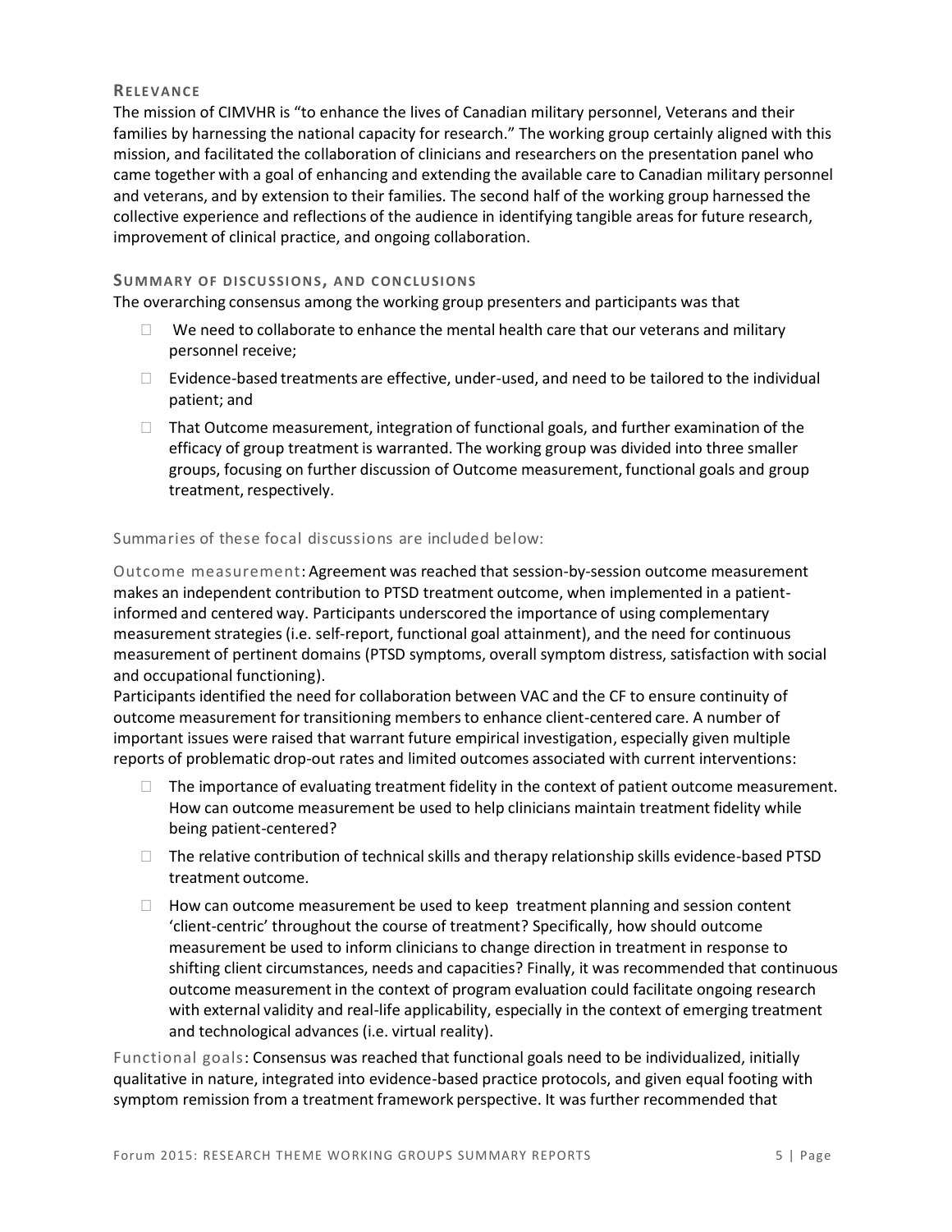### Relevance

The mission of CIMVHR is "to enhance the lives of Canadian military personnel, Veterans and their families by harnessing the national capacity for research." The working group certainly aligned with this mission, and facilitated the collaboration of clinicians and researchers on the presentation panel who came together with a goal of enhancing and extending the available care to Canadian military personnel and veterans, and by extension to their families. The second half of the working group harnessed the collective experience and reflections of the audience in identifying tangible areas for future research, improvement of clinical practice, and ongoing collaboration.

### Summary of discussions, and conclusions

The overarching consensus among the working group presenters and participants was that

- We need to collaborate to enhance the mental health care that our veterans and military personnel receive;
- Evidence-based treatments are effective, under-used, and need to be tailored to the individual patient; and
- That Outcome measurement, integration of functional goals, and further examination of the efficacy of group treatment is warranted. The working group was divided into three smaller groups, focusing on further discussion of Outcome measurement, functional goals and group treatment, respectively.

Summaries of these focal discussions are included below:

Outcome measurement: Agreement was reached that session-by-session outcome measurement makes an independent contribution to PTSD treatment outcome, when implemented in a patient-informed and centered way. Participants underscored the importance of using complementary measurement strategies (i.e. self-report, functional goal attainment), and the need for continuous measurement of pertinent domains (PTSD symptoms, overall symptom distress, satisfaction with social and occupational functioning).

Participants identified the need for collaboration between VAC and the CF to ensure continuity of outcome measurement for transitioning members to enhance client-centered care. A number of important issues were raised that warrant future empirical investigation, especially given multiple reports of problematic drop-out rates and limited outcomes associated with current interventions:

- The importance of evaluating treatment fidelity in the context of patient outcome measurement. How can outcome measurement be used to help clinicians maintain treatment fidelity while being patient-centered?
- The relative contribution of technical skills and therapy relationship skills evidence-based PTSD treatment outcome.
- How can outcome measurement be used to keep treatment planning and session content 'client-centric' throughout the course of treatment? Specifically, how should outcome measurement be used to inform clinicians to change direction in treatment in response to shifting client circumstances, needs and capacities? Finally, it was recommended that continuous outcome measurement in the context of program evaluation could facilitate ongoing research with external validity and real-life applicability, especially in the context of emerging treatment and technological advances (i.e. virtual reality).

Functional goals: Consensus was reached that functional goals need to be individualized, initially qualitative in nature, integrated into evidence-based practice protocols, and given equal footing with symptom remission from a treatment framework perspective. It was further recommended that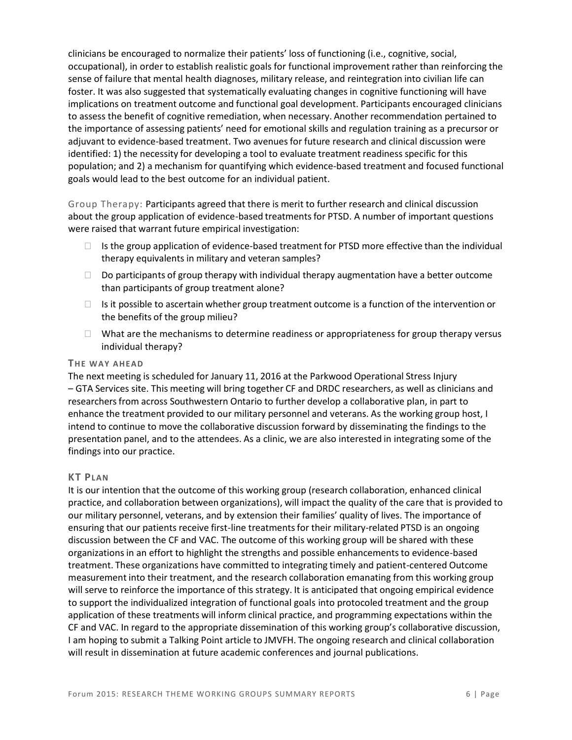clinicians be encouraged to normalize their patients' loss of functioning (i.e., cognitive, social, occupational), in order to establish realistic goals for functional improvement rather than reinforcing the sense of failure that mental health diagnoses, military release, and reintegration into civilian life can foster. It was also suggested that systematically evaluating changes in cognitive functioning will have implications on treatment outcome and functional goal development. Participants encouraged clinicians to assess the benefit of cognitive remediation, when necessary. Another recommendation pertained to the importance of assessing patients' need for emotional skills and regulation training as a precursor or adjuvant to evidence-based treatment. Two avenues for future research and clinical discussion were identified: 1) the necessity for developing a tool to evaluate treatment readiness specific for this population; and 2) a mechanism for quantifying which evidence-based treatment and focused functional goals would lead to the best outcome for an individual patient.

Group Therapy: Participants agreed that there is merit to further research and clinical discussion about the group application of evidence-based treatments for PTSD. A number of important questions were raised that warrant future empirical investigation:

- Is the group application of evidence-based treatment for PTSD more effective than the individual therapy equivalents in military and veteran samples?
- Do participants of group therapy with individual therapy augmentation have a better outcome than participants of group treatment alone?
- Is it possible to ascertain whether group treatment outcome is a function of the intervention or the benefits of the group milieu?
- What are the mechanisms to determine readiness or appropriateness for group therapy versus individual therapy?

### THE WAY AHEAD

The next meeting is scheduled for January 11, 2016 at the Parkwood Operational Stress Injury – GTA Services site. This meeting will bring together CF and DRDC researchers, as well as clinicians and researchers from across Southwestern Ontario to further develop a collaborative plan, in part to enhance the treatment provided to our military personnel and veterans. As the working group host, I intend to continue to move the collaborative discussion forward by disseminating the findings to the presentation panel, and to the attendees. As a clinic, we are also interested in integrating some of the findings into our practice.

### KT PLAN

It is our intention that the outcome of this working group (research collaboration, enhanced clinical practice, and collaboration between organizations), will impact the quality of the care that is provided to our military personnel, veterans, and by extension their families' quality of lives. The importance of ensuring that our patients receive first-line treatments for their military-related PTSD is an ongoing discussion between the CF and VAC. The outcome of this working group will be shared with these organizations in an effort to highlight the strengths and possible enhancements to evidence-based treatment. These organizations have committed to integrating timely and patient-centered Outcome measurement into their treatment, and the research collaboration emanating from this working group will serve to reinforce the importance of this strategy. It is anticipated that ongoing empirical evidence to support the individualized integration of functional goals into protocoled treatment and the group application of these treatments will inform clinical practice, and programming expectations within the CF and VAC. In regard to the appropriate dissemination of this working group's collaborative discussion, I am hoping to submit a Talking Point article to JMVFH. The ongoing research and clinical collaboration will result in dissemination at future academic conferences and journal publications.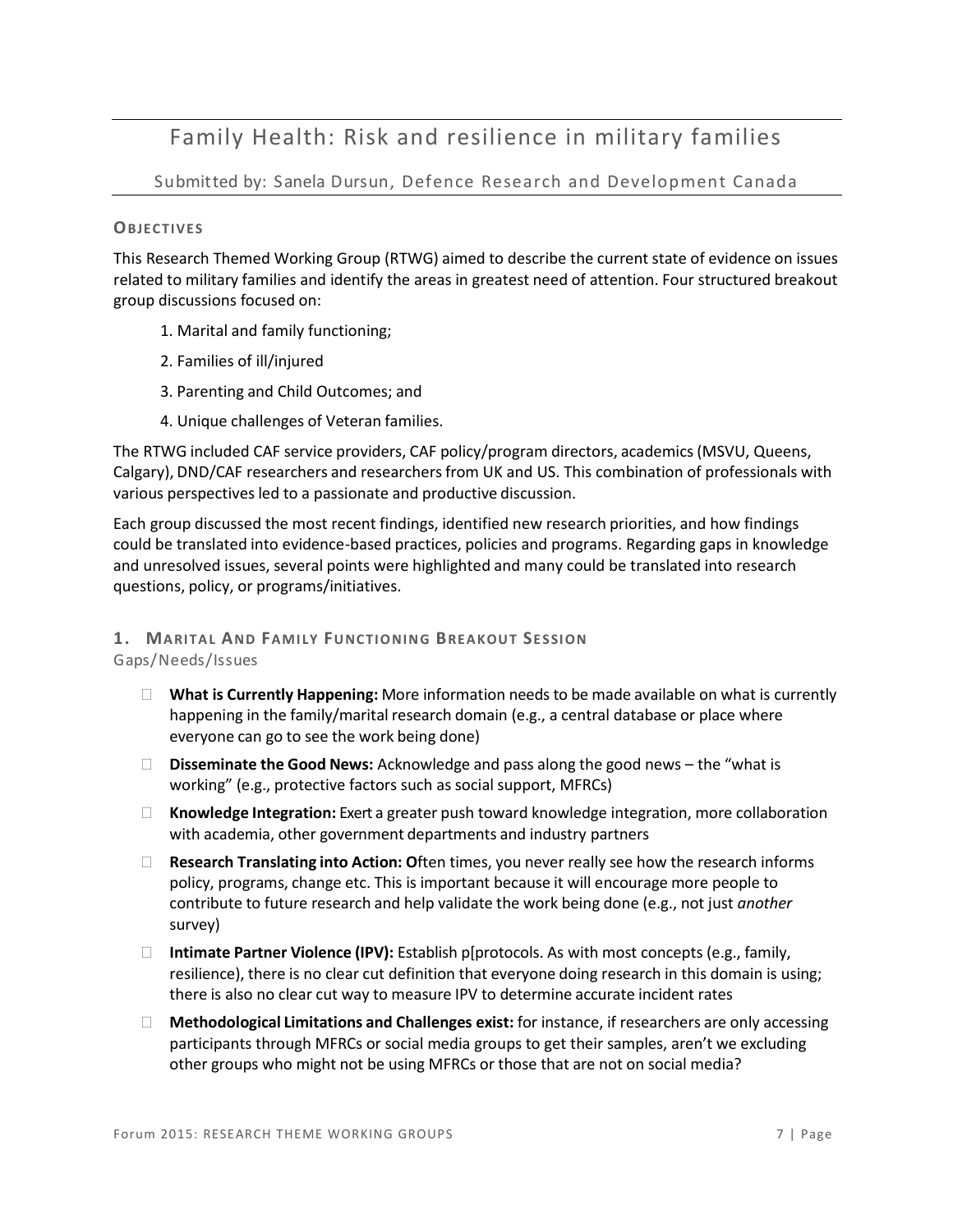# Family Health: Risk and resilience in military families

Submitted by: Sanela Dursun, Defence Research and Development Canada

### OBJECTIVES

This Research Themed Working Group (RTWG) aimed to describe the current state of evidence on issues related to military families and identify the areas in greatest need of attention. Four structured breakout group discussions focused on:

1. Marital and family functioning;
2. Families of ill/injured
3. Parenting and Child Outcomes; and
4. Unique challenges of Veteran families.

The RTWG included CAF service providers, CAF policy/program directors, academics (MSVU, Queens, Calgary), DND/CAF researchers and researchers from UK and US. This combination of professionals with various perspectives led to a passionate and productive discussion.

Each group discussed the most recent findings, identified new research priorities, and how findings could be translated into evidence-based practices, policies and programs. Regarding gaps in knowledge and unresolved issues, several points were highlighted and many could be translated into research questions, policy, or programs/initiatives.

### 1. MARITAL AND FAMILY FUNCTIONING BREAKOUT SESSION

Gaps/Needs/Issues

- **What is Currently Happening:** More information needs to be made available on what is currently happening in the family/marital research domain (e.g., a central database or place where everyone can go to see the work being done)
- **Disseminate the Good News:** Acknowledge and pass along the good news – the "what is working" (e.g., protective factors such as social support, MFRCs)
- **Knowledge Integration:** Exert a greater push toward knowledge integration, more collaboration with academia, other government departments and industry partners
- **Research Translating into Action: O**ften times, you never really see how the research informs policy, programs, change etc. This is important because it will encourage more people to contribute to future research and help validate the work being done (e.g., not just *another* survey)
- **Intimate Partner Violence (IPV):** Establish p[protocols. As with most concepts (e.g., family, resilience), there is no clear cut definition that everyone doing research in this domain is using; there is also no clear cut way to measure IPV to determine accurate incident rates
- **Methodological Limitations and Challenges exist:** for instance, if researchers are only accessing participants through MFRCs or social media groups to get their samples, aren't we excluding other groups who might not be using MFRCs or those that are not on social media?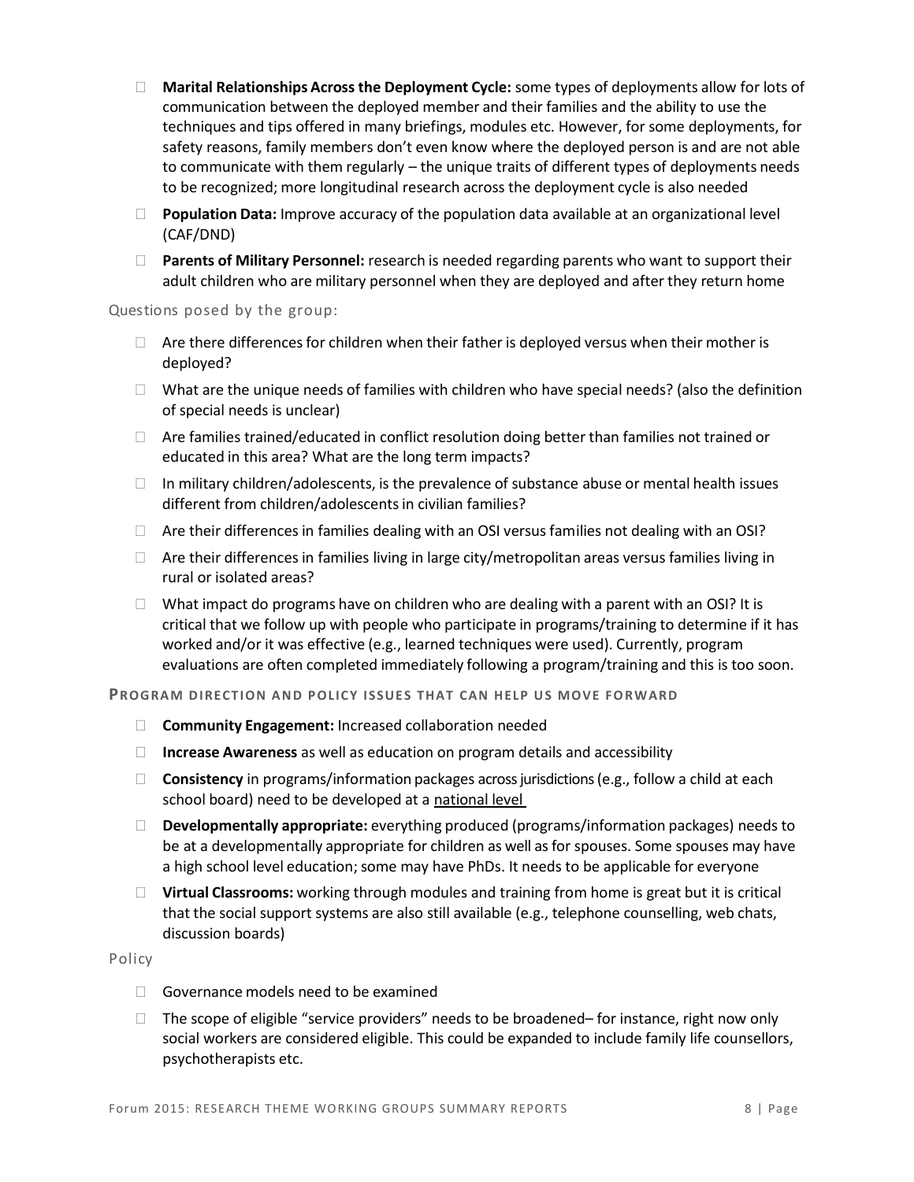- **Marital Relationships Across the Deployment Cycle:** some types of deployments allow for lots of communication between the deployed member and their families and the ability to use the techniques and tips offered in many briefings, modules etc. However, for some deployments, for safety reasons, family members don't even know where the deployed person is and are not able to communicate with them regularly – the unique traits of different types of deployments needs to be recognized; more longitudinal research across the deployment cycle is also needed
- **Population Data:** Improve accuracy of the population data available at an organizational level (CAF/DND)
- **Parents of Military Personnel:** research is needed regarding parents who want to support their adult children who are military personnel when they are deployed and after they return home

Questions posed by the group:

- Are there differences for children when their father is deployed versus when their mother is deployed?
- What are the unique needs of families with children who have special needs? (also the definition of special needs is unclear)
- Are families trained/educated in conflict resolution doing better than families not trained or educated in this area? What are the long term impacts?
- In military children/adolescents, is the prevalence of substance abuse or mental health issues different from children/adolescents in civilian families?
- Are their differences in families dealing with an OSI versus families not dealing with an OSI?
- Are their differences in families living in large city/metropolitan areas versus families living in rural or isolated areas?
- What impact do programs have on children who are dealing with a parent with an OSI? It is critical that we follow up with people who participate in programs/training to determine if it has worked and/or it was effective (e.g., learned techniques were used). Currently, program evaluations are often completed immediately following a program/training and this is too soon.

**PROGRAM DIRECTION AND POLICY ISSUES THAT CAN HELP US MOVE FORWARD**

- **Community Engagement:** Increased collaboration needed
- **Increase Awareness** as well as education on program details and accessibility
- **Consistency** in programs/information packages across jurisdictions (e.g., follow a child at each school board) need to be developed at a national level
- **Developmentally appropriate:** everything produced (programs/information packages) needs to be at a developmentally appropriate for children as well as for spouses. Some spouses may have a high school level education; some may have PhDs. It needs to be applicable for everyone
- **Virtual Classrooms:** working through modules and training from home is great but it is critical that the social support systems are also still available (e.g., telephone counselling, web chats, discussion boards)

Policy

- Governance models need to be examined
- The scope of eligible "service providers" needs to be broadened– for instance, right now only social workers are considered eligible. This could be expanded to include family life counsellors, psychotherapists etc.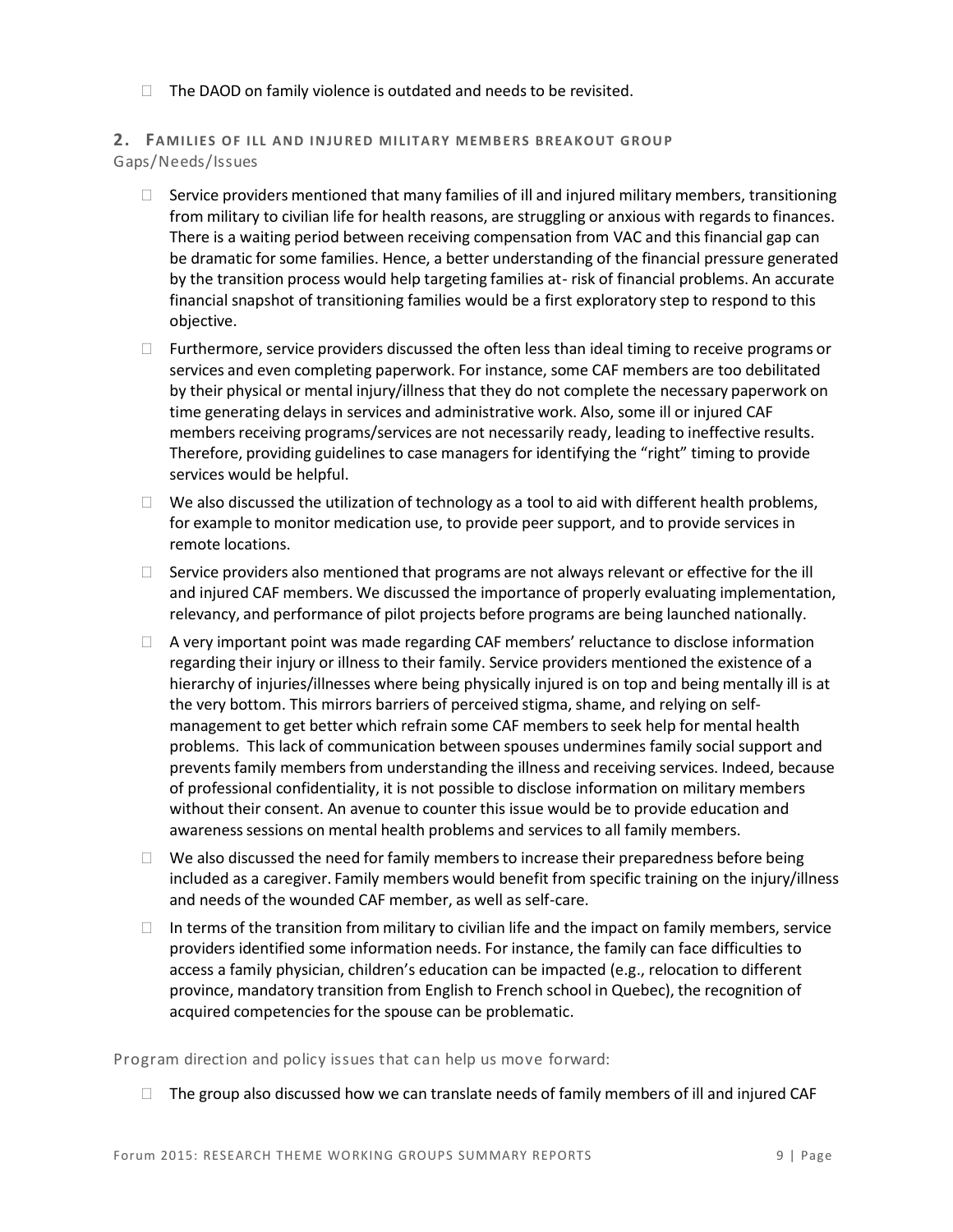- The DAOD on family violence is outdated and needs to be revisited.

## 2. Families of ill and injured military members breakout group

Gaps/Needs/Issues

- Service providers mentioned that many families of ill and injured military members, transitioning from military to civilian life for health reasons, are struggling or anxious with regards to finances. There is a waiting period between receiving compensation from VAC and this financial gap can be dramatic for some families. Hence, a better understanding of the financial pressure generated by the transition process would help targeting families at- risk of financial problems. An accurate financial snapshot of transitioning families would be a first exploratory step to respond to this objective.
- Furthermore, service providers discussed the often less than ideal timing to receive programs or services and even completing paperwork. For instance, some CAF members are too debilitated by their physical or mental injury/illness that they do not complete the necessary paperwork on time generating delays in services and administrative work. Also, some ill or injured CAF members receiving programs/services are not necessarily ready, leading to ineffective results. Therefore, providing guidelines to case managers for identifying the "right" timing to provide services would be helpful.
- We also discussed the utilization of technology as a tool to aid with different health problems, for example to monitor medication use, to provide peer support, and to provide services in remote locations.
- Service providers also mentioned that programs are not always relevant or effective for the ill and injured CAF members. We discussed the importance of properly evaluating implementation, relevancy, and performance of pilot projects before programs are being launched nationally.
- A very important point was made regarding CAF members' reluctance to disclose information regarding their injury or illness to their family. Service providers mentioned the existence of a hierarchy of injuries/illnesses where being physically injured is on top and being mentally ill is at the very bottom. This mirrors barriers of perceived stigma, shame, and relying on self-management to get better which refrain some CAF members to seek help for mental health problems. This lack of communication between spouses undermines family social support and prevents family members from understanding the illness and receiving services. Indeed, because of professional confidentiality, it is not possible to disclose information on military members without their consent. An avenue to counter this issue would be to provide education and awareness sessions on mental health problems and services to all family members.
- We also discussed the need for family members to increase their preparedness before being included as a caregiver. Family members would benefit from specific training on the injury/illness and needs of the wounded CAF member, as well as self-care.
- In terms of the transition from military to civilian life and the impact on family members, service providers identified some information needs. For instance, the family can face difficulties to access a family physician, children's education can be impacted (e.g., relocation to different province, mandatory transition from English to French school in Quebec), the recognition of acquired competencies for the spouse can be problematic.

Program direction and policy issues that can help us move forward:

- The group also discussed how we can translate needs of family members of ill and injured CAF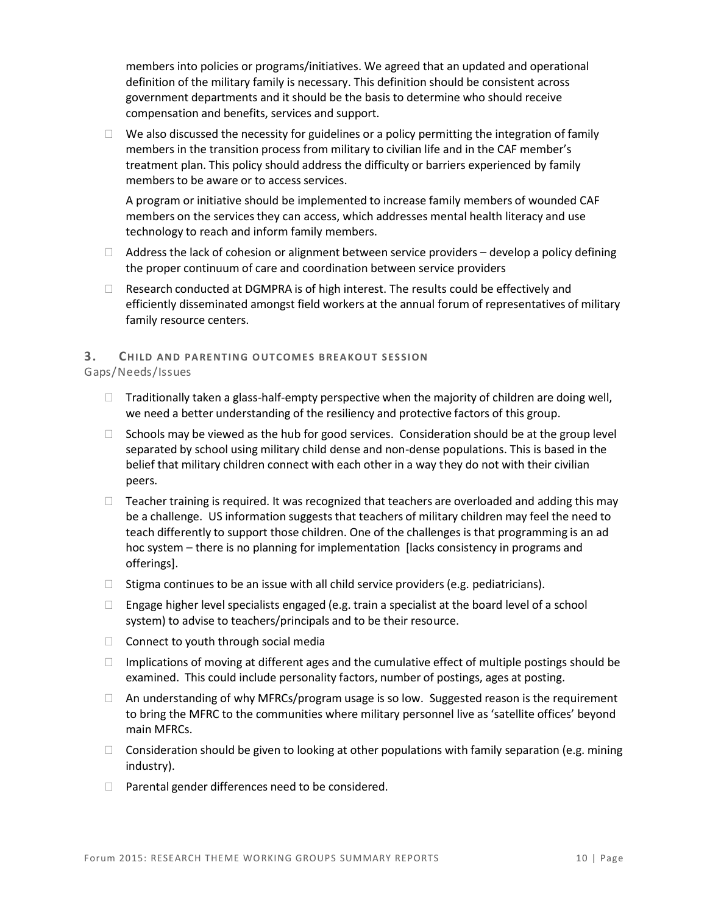members into policies or programs/initiatives. We agreed that an updated and operational definition of the military family is necessary. This definition should be consistent across government departments and it should be the basis to determine who should receive compensation and benefits, services and support.

- We also discussed the necessity for guidelines or a policy permitting the integration of family members in the transition process from military to civilian life and in the CAF member's treatment plan. This policy should address the difficulty or barriers experienced by family members to be aware or to access services.

  A program or initiative should be implemented to increase family members of wounded CAF members on the services they can access, which addresses mental health literacy and use technology to reach and inform family members.

- Address the lack of cohesion or alignment between service providers – develop a policy defining the proper continuum of care and coordination between service providers
- Research conducted at DGMPRA is of high interest. The results could be effectively and efficiently disseminated amongst field workers at the annual forum of representatives of military family resource centers.

## 3. Child and Parenting Outcomes Breakout Session

Gaps/Needs/Issues

- Traditionally taken a glass-half-empty perspective when the majority of children are doing well, we need a better understanding of the resiliency and protective factors of this group.
- Schools may be viewed as the hub for good services. Consideration should be at the group level separated by school using military child dense and non-dense populations. This is based in the belief that military children connect with each other in a way they do not with their civilian peers.
- Teacher training is required. It was recognized that teachers are overloaded and adding this may be a challenge. US information suggests that teachers of military children may feel the need to teach differently to support those children. One of the challenges is that programming is an ad hoc system – there is no planning for implementation [lacks consistency in programs and offerings].
- Stigma continues to be an issue with all child service providers (e.g. pediatricians).
- Engage higher level specialists engaged (e.g. train a specialist at the board level of a school system) to advise to teachers/principals and to be their resource.
- Connect to youth through social media
- Implications of moving at different ages and the cumulative effect of multiple postings should be examined. This could include personality factors, number of postings, ages at posting.
- An understanding of why MFRCs/program usage is so low. Suggested reason is the requirement to bring the MFRC to the communities where military personnel live as 'satellite offices' beyond main MFRCs.
- Consideration should be given to looking at other populations with family separation (e.g. mining industry).
- Parental gender differences need to be considered.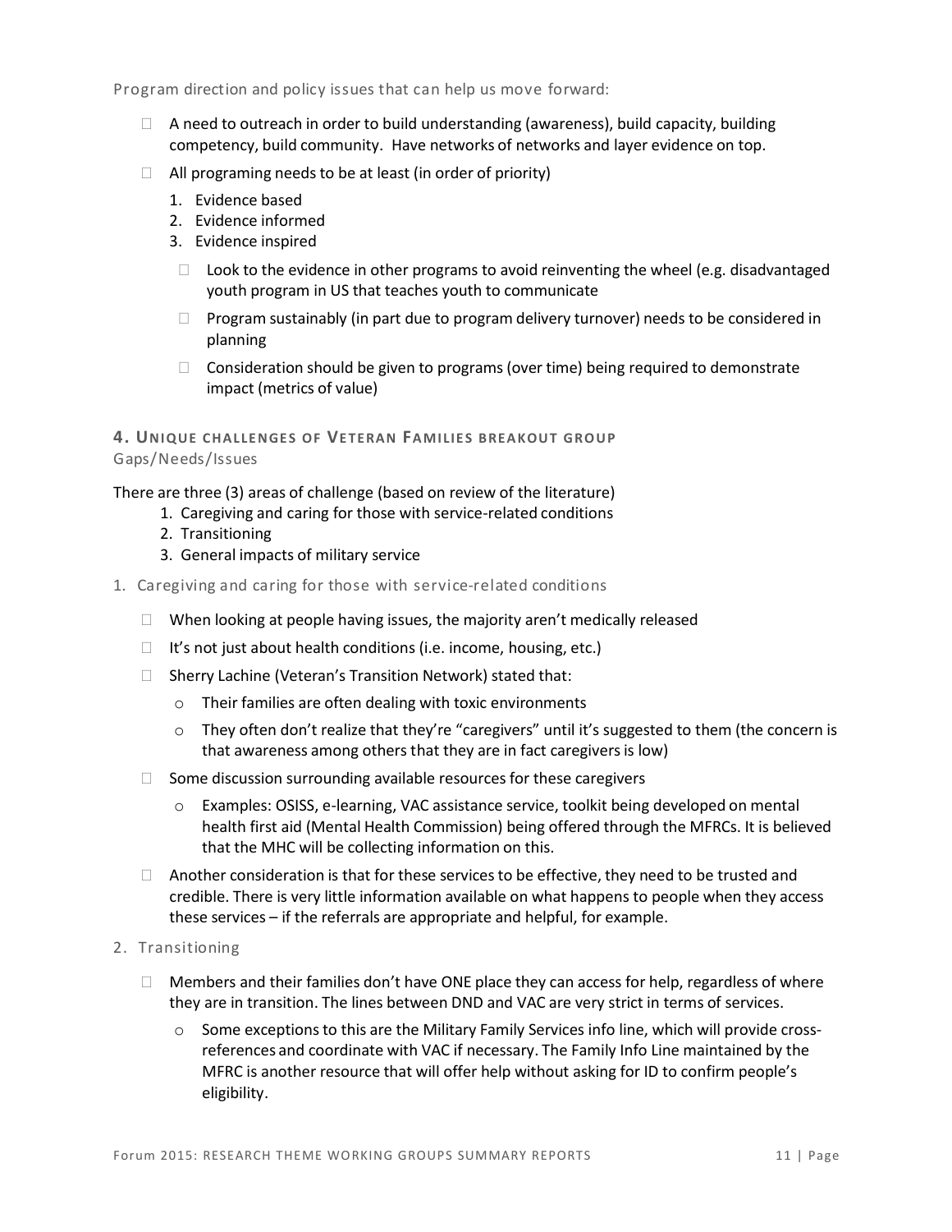Program direction and policy issues that can help us move forward:

- A need to outreach in order to build understanding (awareness), build capacity, building competency, build community. Have networks of networks and layer evidence on top.
- All programing needs to be at least (in order of priority)
  1. Evidence based
  2. Evidence informed
  3. Evidence inspired
     - Look to the evidence in other programs to avoid reinventing the wheel (e.g. disadvantaged youth program in US that teaches youth to communicate
     - Program sustainably (in part due to program delivery turnover) needs to be considered in planning
     - Consideration should be given to programs (over time) being required to demonstrate impact (metrics of value)

### 4. Unique challenges of Veteran Families breakout group

Gaps/Needs/Issues

There are three (3) areas of challenge (based on review of the literature)

1. Caregiving and caring for those with service-related conditions
2. Transitioning
3. General impacts of military service

#### 1. Caregiving and caring for those with service-related conditions

- When looking at people having issues, the majority aren't medically released
- It's not just about health conditions (i.e. income, housing, etc.)
- Sherry Lachine (Veteran's Transition Network) stated that:
  - Their families are often dealing with toxic environments
  - They often don't realize that they're "caregivers" until it's suggested to them (the concern is that awareness among others that they are in fact caregivers is low)
- Some discussion surrounding available resources for these caregivers
  - Examples: OSISS, e-learning, VAC assistance service, toolkit being developed on mental health first aid (Mental Health Commission) being offered through the MFRCs. It is believed that the MHC will be collecting information on this.
- Another consideration is that for these services to be effective, they need to be trusted and credible. There is very little information available on what happens to people when they access these services – if the referrals are appropriate and helpful, for example.

#### 2. Transitioning

- Members and their families don't have ONE place they can access for help, regardless of where they are in transition. The lines between DND and VAC are very strict in terms of services.
  - Some exceptions to this are the Military Family Services info line, which will provide cross-references and coordinate with VAC if necessary. The Family Info Line maintained by the MFRC is another resource that will offer help without asking for ID to confirm people's eligibility.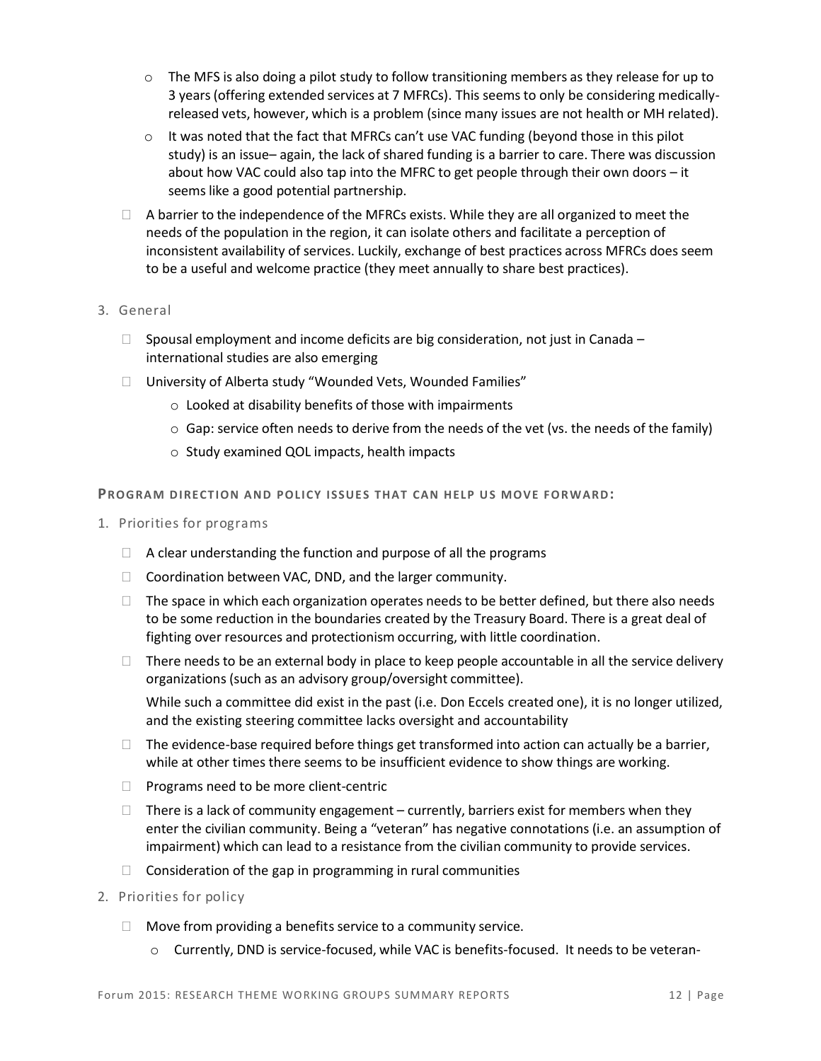- The MFS is also doing a pilot study to follow transitioning members as they release for up to 3 years (offering extended services at 7 MFRCs). This seems to only be considering medically-released vets, however, which is a problem (since many issues are not health or MH related).
  - It was noted that the fact that MFRCs can't use VAC funding (beyond those in this pilot study) is an issue– again, the lack of shared funding is a barrier to care. There was discussion about how VAC could also tap into the MFRC to get people through their own doors – it seems like a good potential partnership.
- A barrier to the independence of the MFRCs exists. While they are all organized to meet the needs of the population in the region, it can isolate others and facilitate a perception of inconsistent availability of services. Luckily, exchange of best practices across MFRCs does seem to be a useful and welcome practice (they meet annually to share best practices).

3. General

- Spousal employment and income deficits are big consideration, not just in Canada – international studies are also emerging
- University of Alberta study "Wounded Vets, Wounded Families"
  - Looked at disability benefits of those with impairments
  - Gap: service often needs to derive from the needs of the vet (vs. the needs of the family)
  - Study examined QOL impacts, health impacts

**PROGRAM DIRECTION AND POLICY ISSUES THAT CAN HELP US MOVE FORWARD:**

1. Priorities for programs

- A clear understanding the function and purpose of all the programs
- Coordination between VAC, DND, and the larger community.
- The space in which each organization operates needs to be better defined, but there also needs to be some reduction in the boundaries created by the Treasury Board. There is a great deal of fighting over resources and protectionism occurring, with little coordination.
- There needs to be an external body in place to keep people accountable in all the service delivery organizations (such as an advisory group/oversight committee).

  While such a committee did exist in the past (i.e. Don Eccels created one), it is no longer utilized, and the existing steering committee lacks oversight and accountability
- The evidence-base required before things get transformed into action can actually be a barrier, while at other times there seems to be insufficient evidence to show things are working.
- Programs need to be more client-centric
- There is a lack of community engagement – currently, barriers exist for members when they enter the civilian community. Being a "veteran" has negative connotations (i.e. an assumption of impairment) which can lead to a resistance from the civilian community to provide services.
- Consideration of the gap in programming in rural communities

2. Priorities for policy

- Move from providing a benefits service to a community service.
  - Currently, DND is service-focused, while VAC is benefits-focused. It needs to be veteran-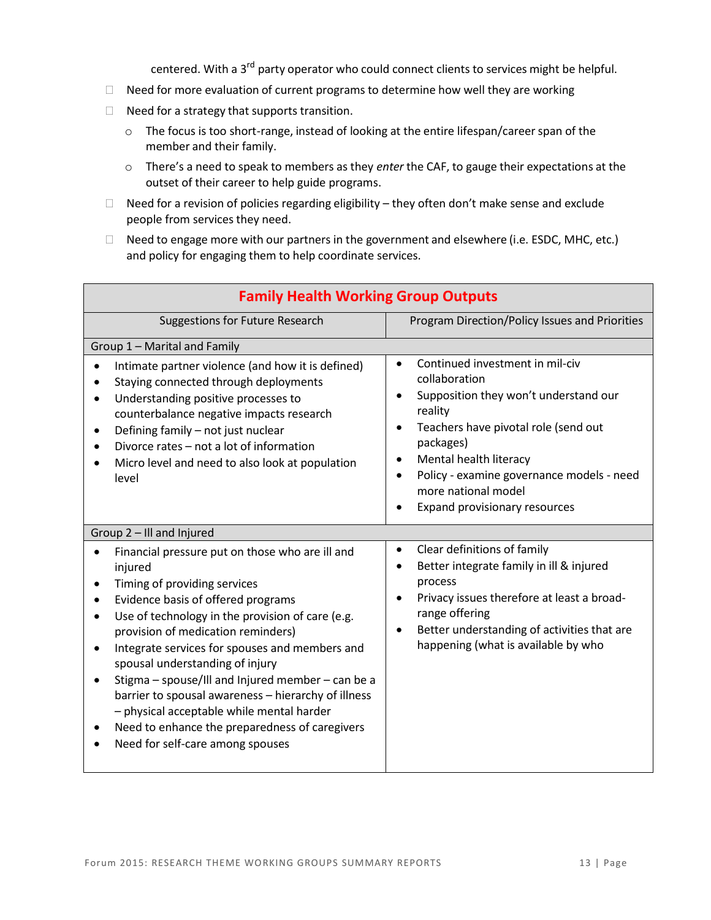centered. With a 3rd party operator who could connect clients to services might be helpful.

- Need for more evaluation of current programs to determine how well they are working
- Need for a strategy that supports transition.
  - The focus is too short-range, instead of looking at the entire lifespan/career span of the member and their family.
  - There's a need to speak to members as they *enter* the CAF, to gauge their expectations at the outset of their career to help guide programs.
- Need for a revision of policies regarding eligibility – they often don't make sense and exclude people from services they need.
- Need to engage more with our partners in the government and elsewhere (i.e. ESDC, MHC, etc.) and policy for engaging them to help coordinate services.

| **Family Health Working Group Outputs** | |
|---|---|
| Suggestions for Future Research | Program Direction/Policy Issues and Priorities |
| Group 1 – Marital and Family | |
| • Intimate partner violence (and how it is defined)<br>• Staying connected through deployments<br>• Understanding positive processes to counterbalance negative impacts research<br>• Defining family – not just nuclear<br>• Divorce rates – not a lot of information<br>• Micro level and need to also look at population level | • Continued investment in mil-civ collaboration<br>• Supposition they won't understand our reality<br>• Teachers have pivotal role (send out packages)<br>• Mental health literacy<br>• Policy - examine governance models - need more national model<br>• Expand provisionary resources |
| Group 2 – Ill and Injured | |
| • Financial pressure put on those who are ill and injured<br>• Timing of providing services<br>• Evidence basis of offered programs<br>• Use of technology in the provision of care (e.g. provision of medication reminders)<br>• Integrate services for spouses and members and spousal understanding of injury<br>• Stigma – spouse/Ill and Injured member – can be a barrier to spousal awareness – hierarchy of illness – physical acceptable while mental harder<br>• Need to enhance the preparedness of caregivers<br>• Need for self-care among spouses | • Clear definitions of family<br>• Better integrate family in ill & injured process<br>• Privacy issues therefore at least a broad-range offering<br>• Better understanding of activities that are happening (what is available by who |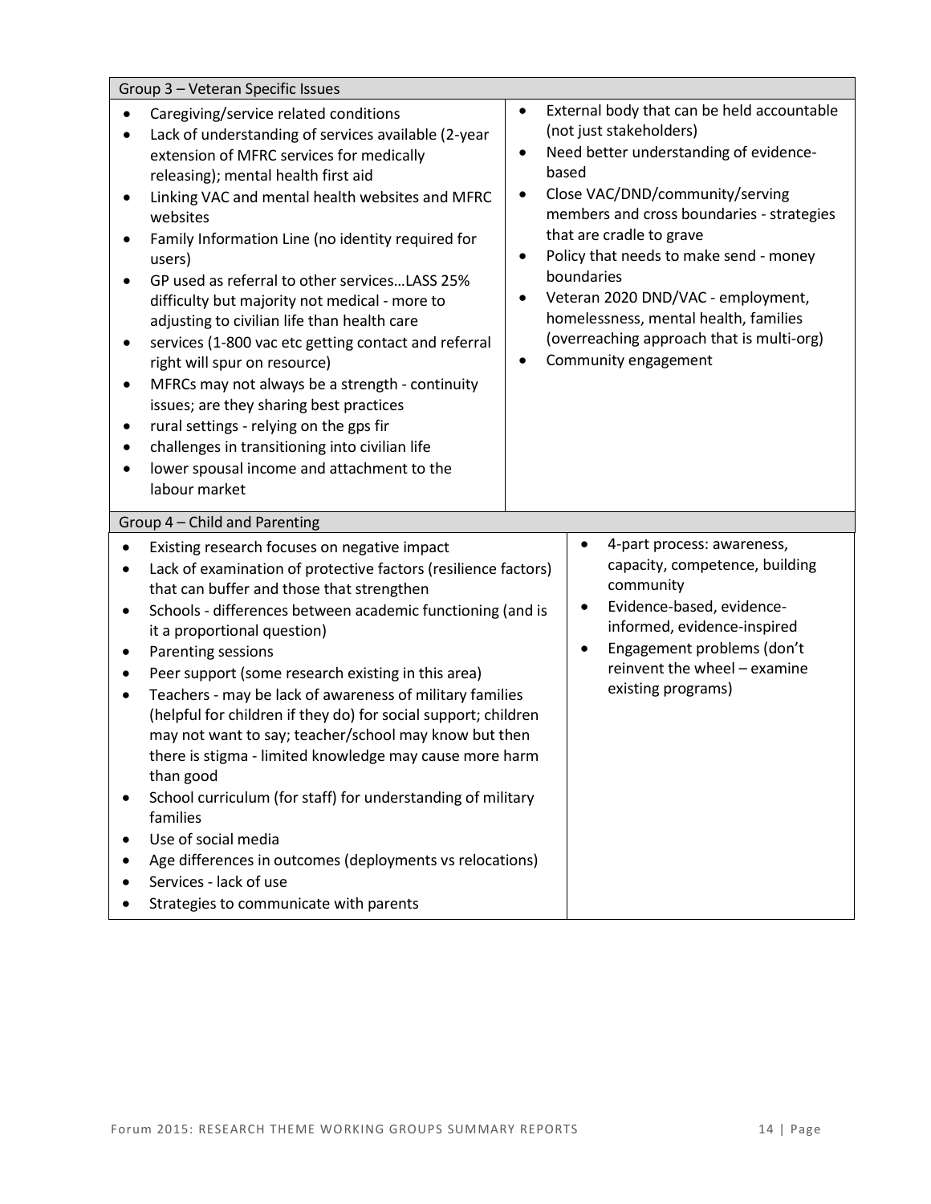| Group 3 – Veteran Specific Issues | |
|---|---|
| • Caregiving/service related conditions<br>• Lack of understanding of services available (2-year extension of MFRC services for medically releasing); mental health first aid<br>• Linking VAC and mental health websites and MFRC websites<br>• Family Information Line (no identity required for users)<br>• GP used as referral to other services…LASS 25% difficulty but majority not medical - more to adjusting to civilian life than health care<br>• services (1-800 vac etc getting contact and referral right will spur on resource)<br>• MFRCs may not always be a strength - continuity issues; are they sharing best practices<br>• rural settings - relying on the gps fir<br>• challenges in transitioning into civilian life<br>• lower spousal income and attachment to the labour market | • External body that can be held accountable (not just stakeholders)<br>• Need better understanding of evidence-based<br>• Close VAC/DND/community/serving members and cross boundaries - strategies that are cradle to grave<br>• Policy that needs to make send - money boundaries<br>• Veteran 2020 DND/VAC - employment, homelessness, mental health, families (overreaching approach that is multi-org)<br>• Community engagement |

| Group 4 – Child and Parenting | |
|---|---|
| • Existing research focuses on negative impact<br>• Lack of examination of protective factors (resilience factors) that can buffer and those that strengthen<br>• Schools - differences between academic functioning (and is it a proportional question)<br>• Parenting sessions<br>• Peer support (some research existing in this area)<br>• Teachers - may be lack of awareness of military families (helpful for children if they do) for social support; children may not want to say; teacher/school may know but then there is stigma - limited knowledge may cause more harm than good<br>• School curriculum (for staff) for understanding of military families<br>• Use of social media<br>• Age differences in outcomes (deployments vs relocations)<br>• Services - lack of use<br>• Strategies to communicate with parents | • 4-part process: awareness, capacity, competence, building community<br>• Evidence-based, evidence-informed, evidence-inspired<br>• Engagement problems (don't reinvent the wheel – examine existing programs) |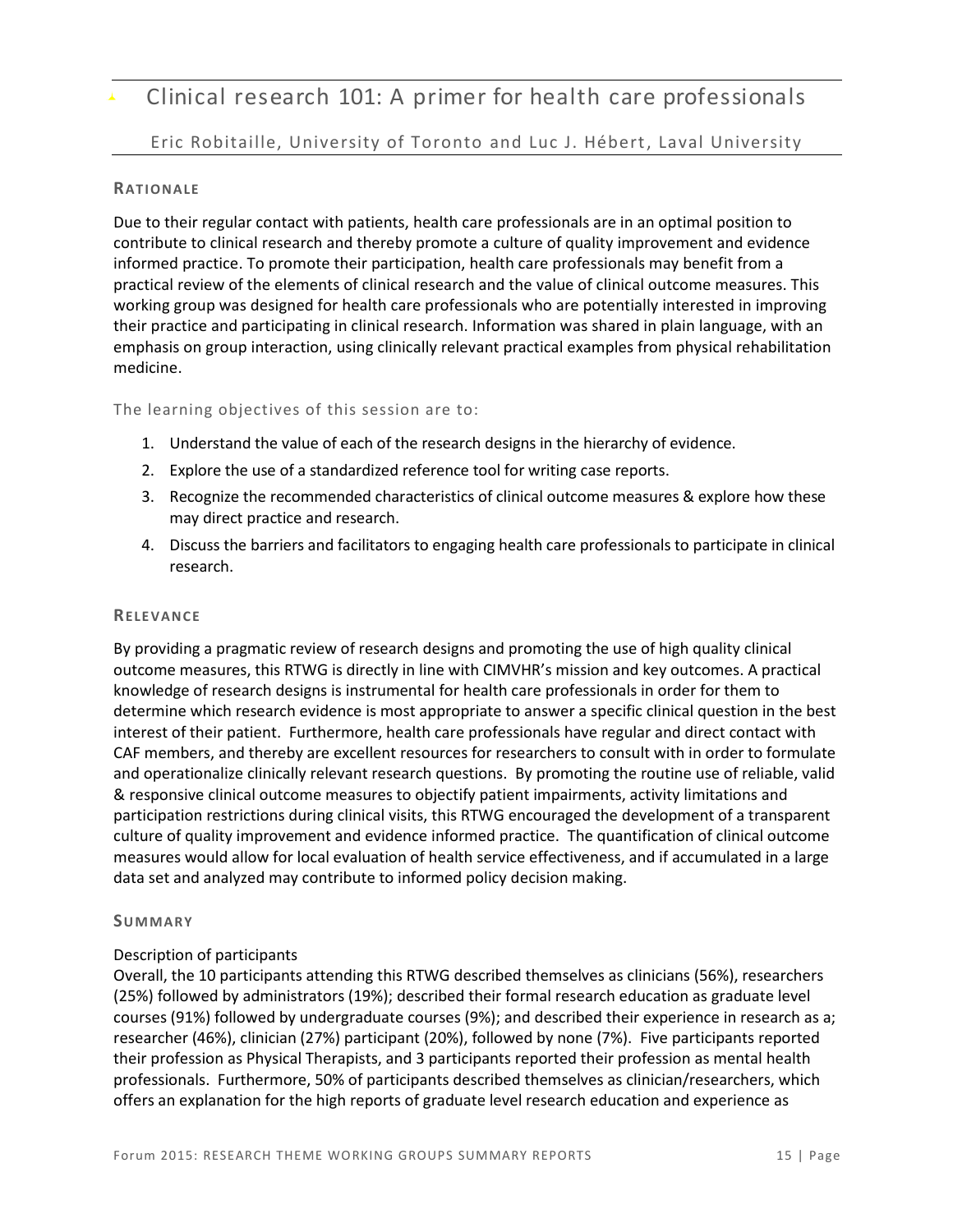# Clinical research 101: A primer for health care professionals

Eric Robitaille, University of Toronto and Luc J. Hébert, Laval University

## RATIONALE

Due to their regular contact with patients, health care professionals are in an optimal position to contribute to clinical research and thereby promote a culture of quality improvement and evidence informed practice. To promote their participation, health care professionals may benefit from a practical review of the elements of clinical research and the value of clinical outcome measures. This working group was designed for health care professionals who are potentially interested in improving their practice and participating in clinical research. Information was shared in plain language, with an emphasis on group interaction, using clinically relevant practical examples from physical rehabilitation medicine.

The learning objectives of this session are to:

1. Understand the value of each of the research designs in the hierarchy of evidence.
2. Explore the use of a standardized reference tool for writing case reports.
3. Recognize the recommended characteristics of clinical outcome measures & explore how these may direct practice and research.
4. Discuss the barriers and facilitators to engaging health care professionals to participate in clinical research.

## RELEVANCE

By providing a pragmatic review of research designs and promoting the use of high quality clinical outcome measures, this RTWG is directly in line with CIMVHR's mission and key outcomes. A practical knowledge of research designs is instrumental for health care professionals in order for them to determine which research evidence is most appropriate to answer a specific clinical question in the best interest of their patient. Furthermore, health care professionals have regular and direct contact with CAF members, and thereby are excellent resources for researchers to consult with in order to formulate and operationalize clinically relevant research questions. By promoting the routine use of reliable, valid & responsive clinical outcome measures to objectify patient impairments, activity limitations and participation restrictions during clinical visits, this RTWG encouraged the development of a transparent culture of quality improvement and evidence informed practice. The quantification of clinical outcome measures would allow for local evaluation of health service effectiveness, and if accumulated in a large data set and analyzed may contribute to informed policy decision making.

## SUMMARY

Description of participants

Overall, the 10 participants attending this RTWG described themselves as clinicians (56%), researchers (25%) followed by administrators (19%); described their formal research education as graduate level courses (91%) followed by undergraduate courses (9%); and described their experience in research as a; researcher (46%), clinician (27%) participant (20%), followed by none (7%). Five participants reported their profession as Physical Therapists, and 3 participants reported their profession as mental health professionals. Furthermore, 50% of participants described themselves as clinician/researchers, which offers an explanation for the high reports of graduate level research education and experience as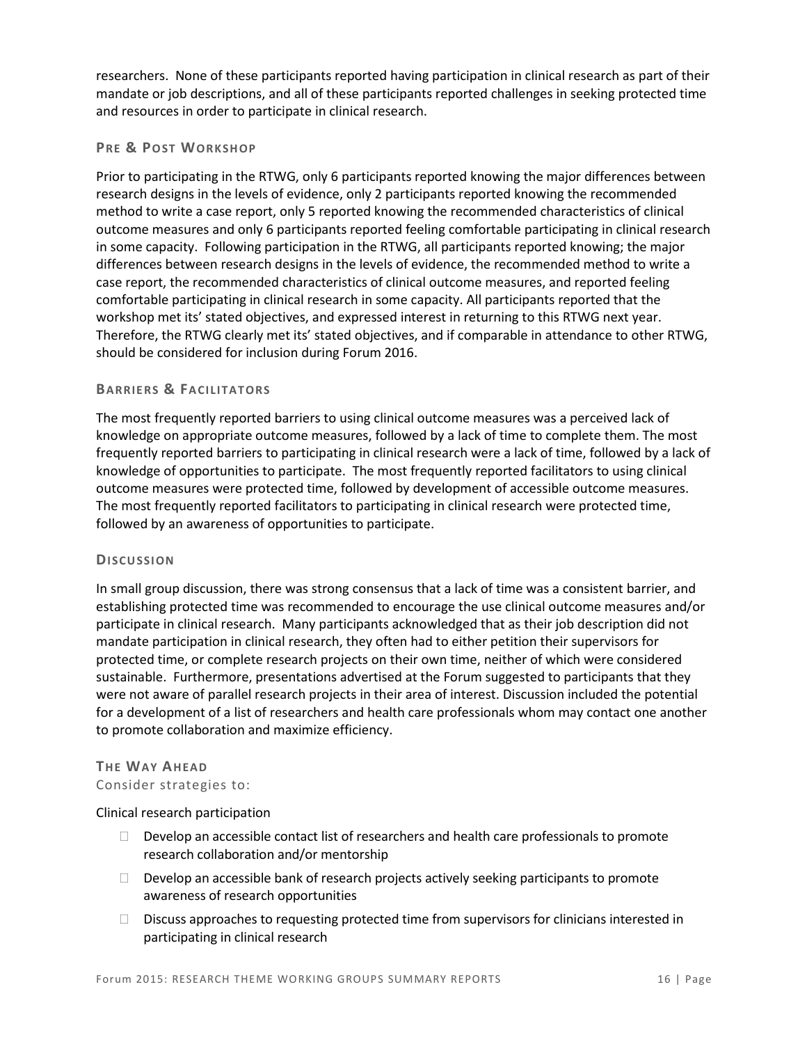researchers. None of these participants reported having participation in clinical research as part of their mandate or job descriptions, and all of these participants reported challenges in seeking protected time and resources in order to participate in clinical research.

### Pre & Post Workshop

Prior to participating in the RTWG, only 6 participants reported knowing the major differences between research designs in the levels of evidence, only 2 participants reported knowing the recommended method to write a case report, only 5 reported knowing the recommended characteristics of clinical outcome measures and only 6 participants reported feeling comfortable participating in clinical research in some capacity. Following participation in the RTWG, all participants reported knowing; the major differences between research designs in the levels of evidence, the recommended method to write a case report, the recommended characteristics of clinical outcome measures, and reported feeling comfortable participating in clinical research in some capacity. All participants reported that the workshop met its' stated objectives, and expressed interest in returning to this RTWG next year. Therefore, the RTWG clearly met its' stated objectives, and if comparable in attendance to other RTWG, should be considered for inclusion during Forum 2016.

### Barriers & Facilitators

The most frequently reported barriers to using clinical outcome measures was a perceived lack of knowledge on appropriate outcome measures, followed by a lack of time to complete them. The most frequently reported barriers to participating in clinical research were a lack of time, followed by a lack of knowledge of opportunities to participate. The most frequently reported facilitators to using clinical outcome measures were protected time, followed by development of accessible outcome measures. The most frequently reported facilitators to participating in clinical research were protected time, followed by an awareness of opportunities to participate.

### Discussion

In small group discussion, there was strong consensus that a lack of time was a consistent barrier, and establishing protected time was recommended to encourage the use clinical outcome measures and/or participate in clinical research. Many participants acknowledged that as their job description did not mandate participation in clinical research, they often had to either petition their supervisors for protected time, or complete research projects on their own time, neither of which were considered sustainable. Furthermore, presentations advertised at the Forum suggested to participants that they were not aware of parallel research projects in their area of interest. Discussion included the potential for a development of a list of researchers and health care professionals whom may contact one another to promote collaboration and maximize efficiency.

### The Way Ahead

Consider strategies to:

Clinical research participation

- Develop an accessible contact list of researchers and health care professionals to promote research collaboration and/or mentorship
- Develop an accessible bank of research projects actively seeking participants to promote awareness of research opportunities
- Discuss approaches to requesting protected time from supervisors for clinicians interested in participating in clinical research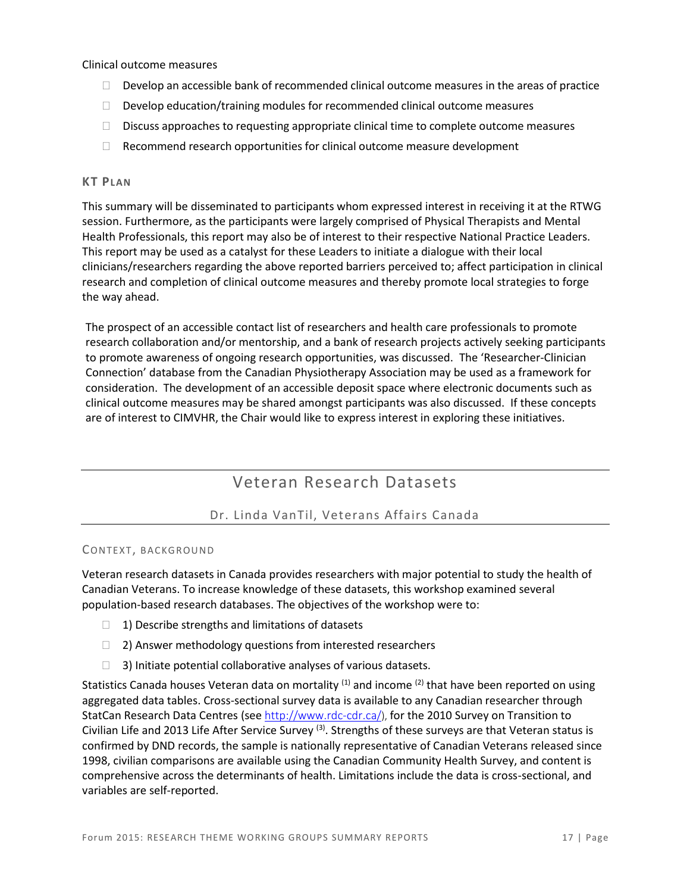Clinical outcome measures

- Develop an accessible bank of recommended clinical outcome measures in the areas of practice
- Develop education/training modules for recommended clinical outcome measures
- Discuss approaches to requesting appropriate clinical time to complete outcome measures
- Recommend research opportunities for clinical outcome measure development

### KT PLAN

This summary will be disseminated to participants whom expressed interest in receiving it at the RTWG session. Furthermore, as the participants were largely comprised of Physical Therapists and Mental Health Professionals, this report may also be of interest to their respective National Practice Leaders. This report may be used as a catalyst for these Leaders to initiate a dialogue with their local clinicians/researchers regarding the above reported barriers perceived to; affect participation in clinical research and completion of clinical outcome measures and thereby promote local strategies to forge the way ahead.

The prospect of an accessible contact list of researchers and health care professionals to promote research collaboration and/or mentorship, and a bank of research projects actively seeking participants to promote awareness of ongoing research opportunities, was discussed. The 'Researcher-Clinician Connection' database from the Canadian Physiotherapy Association may be used as a framework for consideration. The development of an accessible deposit space where electronic documents such as clinical outcome measures may be shared amongst participants was also discussed. If these concepts are of interest to CIMVHR, the Chair would like to express interest in exploring these initiatives.

## Veteran Research Datasets

Dr. Linda VanTil, Veterans Affairs Canada

### CONTEXT, BACKGROUND

Veteran research datasets in Canada provides researchers with major potential to study the health of Canadian Veterans. To increase knowledge of these datasets, this workshop examined several population-based research databases. The objectives of the workshop were to:

- 1) Describe strengths and limitations of datasets
- 2) Answer methodology questions from interested researchers
- 3) Initiate potential collaborative analyses of various datasets.

Statistics Canada houses Veteran data on mortality [(1)] and income [(2)] that have been reported on using aggregated data tables. Cross-sectional survey data is available to any Canadian researcher through StatCan Research Data Centres (see http://www.rdc-cdr.ca/), for the 2010 Survey on Transition to Civilian Life and 2013 Life After Service Survey [(3)]. Strengths of these surveys are that Veteran status is confirmed by DND records, the sample is nationally representative of Canadian Veterans released since 1998, civilian comparisons are available using the Canadian Community Health Survey, and content is comprehensive across the determinants of health. Limitations include the data is cross-sectional, and variables are self-reported.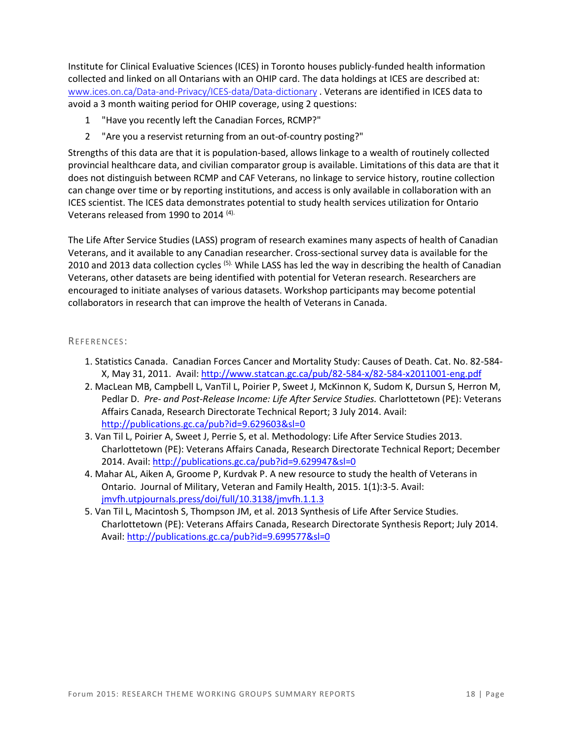Institute for Clinical Evaluative Sciences (ICES) in Toronto houses publicly-funded health information collected and linked on all Ontarians with an OHIP card. The data holdings at ICES are described at: www.ices.on.ca/Data-and-Privacy/ICES-data/Data-dictionary . Veterans are identified in ICES data to avoid a 3 month waiting period for OHIP coverage, using 2 questions:

1. "Have you recently left the Canadian Forces, RCMP?"
2. "Are you a reservist returning from an out-of-country posting?"

Strengths of this data are that it is population-based, allows linkage to a wealth of routinely collected provincial healthcare data, and civilian comparator group is available. Limitations of this data are that it does not distinguish between RCMP and CAF Veterans, no linkage to service history, routine collection can change over time or by reporting institutions, and access is only available in collaboration with an ICES scientist. The ICES data demonstrates potential to study health services utilization for Ontario Veterans released from 1990 to 2014 [4].

The Life After Service Studies (LASS) program of research examines many aspects of health of Canadian Veterans, and it available to any Canadian researcher. Cross-sectional survey data is available for the 2010 and 2013 data collection cycles [5]. While LASS has led the way in describing the health of Canadian Veterans, other datasets are being identified with potential for Veteran research. Researchers are encouraged to initiate analyses of various datasets. Workshop participants may become potential collaborators in research that can improve the health of Veterans in Canada.

### References:

1. Statistics Canada. Canadian Forces Cancer and Mortality Study: Causes of Death. Cat. No. 82-584-X, May 31, 2011. Avail: http://www.statcan.gc.ca/pub/82-584-x/82-584-x2011001-eng.pdf
2. MacLean MB, Campbell L, VanTil L, Poirier P, Sweet J, McKinnon K, Sudom K, Dursun S, Herron M, Pedlar D. *Pre- and Post-Release Income: Life After Service Studies.* Charlottetown (PE): Veterans Affairs Canada, Research Directorate Technical Report; 3 July 2014. Avail: http://publications.gc.ca/pub?id=9.629603&sl=0
3. Van Til L, Poirier A, Sweet J, Perrie S, et al. Methodology: Life After Service Studies 2013. Charlottetown (PE): Veterans Affairs Canada, Research Directorate Technical Report; December 2014. Avail: http://publications.gc.ca/pub?id=9.629947&sl=0
4. Mahar AL, Aiken A, Groome P, Kurdvak P. A new resource to study the health of Veterans in Ontario. Journal of Military, Veteran and Family Health, 2015. 1(1):3-5. Avail: jmvfh.utpjournals.press/doi/full/10.3138/jmvfh.1.1.3
5. Van Til L, Macintosh S, Thompson JM, et al. 2013 Synthesis of Life After Service Studies. Charlottetown (PE): Veterans Affairs Canada, Research Directorate Synthesis Report; July 2014. Avail: http://publications.gc.ca/pub?id=9.699577&sl=0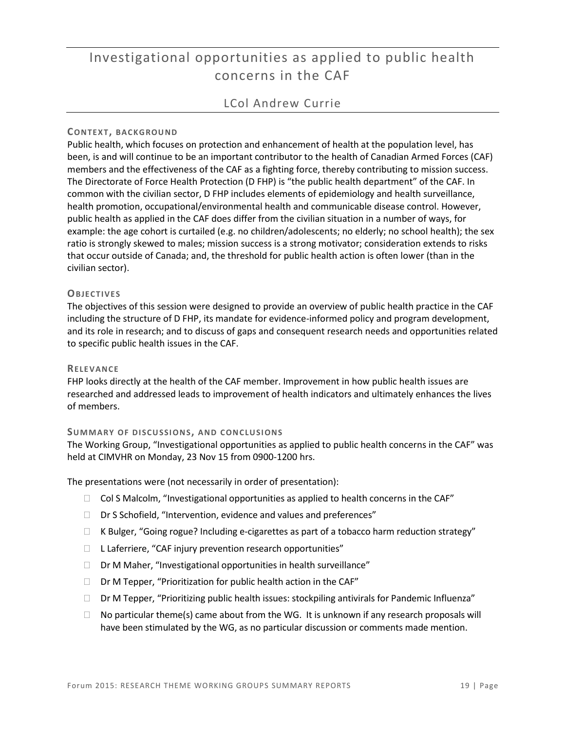# Investigational opportunities as applied to public health concerns in the CAF

## LCol Andrew Currie

### CONTEXT, BACKGROUND

Public health, which focuses on protection and enhancement of health at the population level, has been, is and will continue to be an important contributor to the health of Canadian Armed Forces (CAF) members and the effectiveness of the CAF as a fighting force, thereby contributing to mission success. The Directorate of Force Health Protection (D FHP) is "the public health department" of the CAF. In common with the civilian sector, D FHP includes elements of epidemiology and health surveillance, health promotion, occupational/environmental health and communicable disease control. However, public health as applied in the CAF does differ from the civilian situation in a number of ways, for example: the age cohort is curtailed (e.g. no children/adolescents; no elderly; no school health); the sex ratio is strongly skewed to males; mission success is a strong motivator; consideration extends to risks that occur outside of Canada; and, the threshold for public health action is often lower (than in the civilian sector).

### OBJECTIVES

The objectives of this session were designed to provide an overview of public health practice in the CAF including the structure of D FHP, its mandate for evidence-informed policy and program development, and its role in research; and to discuss of gaps and consequent research needs and opportunities related to specific public health issues in the CAF.

### RELEVANCE

FHP looks directly at the health of the CAF member. Improvement in how public health issues are researched and addressed leads to improvement of health indicators and ultimately enhances the lives of members.

### SUMMARY OF DISCUSSIONS, AND CONCLUSIONS

The Working Group, "Investigational opportunities as applied to public health concerns in the CAF" was held at CIMVHR on Monday, 23 Nov 15 from 0900-1200 hrs.

The presentations were (not necessarily in order of presentation):

- Col S Malcolm, "Investigational opportunities as applied to health concerns in the CAF"
- Dr S Schofield, "Intervention, evidence and values and preferences"
- K Bulger, "Going rogue? Including e-cigarettes as part of a tobacco harm reduction strategy"
- L Laferriere, "CAF injury prevention research opportunities"
- Dr M Maher, "Investigational opportunities in health surveillance"
- Dr M Tepper, "Prioritization for public health action in the CAF"
- Dr M Tepper, "Prioritizing public health issues: stockpiling antivirals for Pandemic Influenza"
- No particular theme(s) came about from the WG. It is unknown if any research proposals will have been stimulated by the WG, as no particular discussion or comments made mention.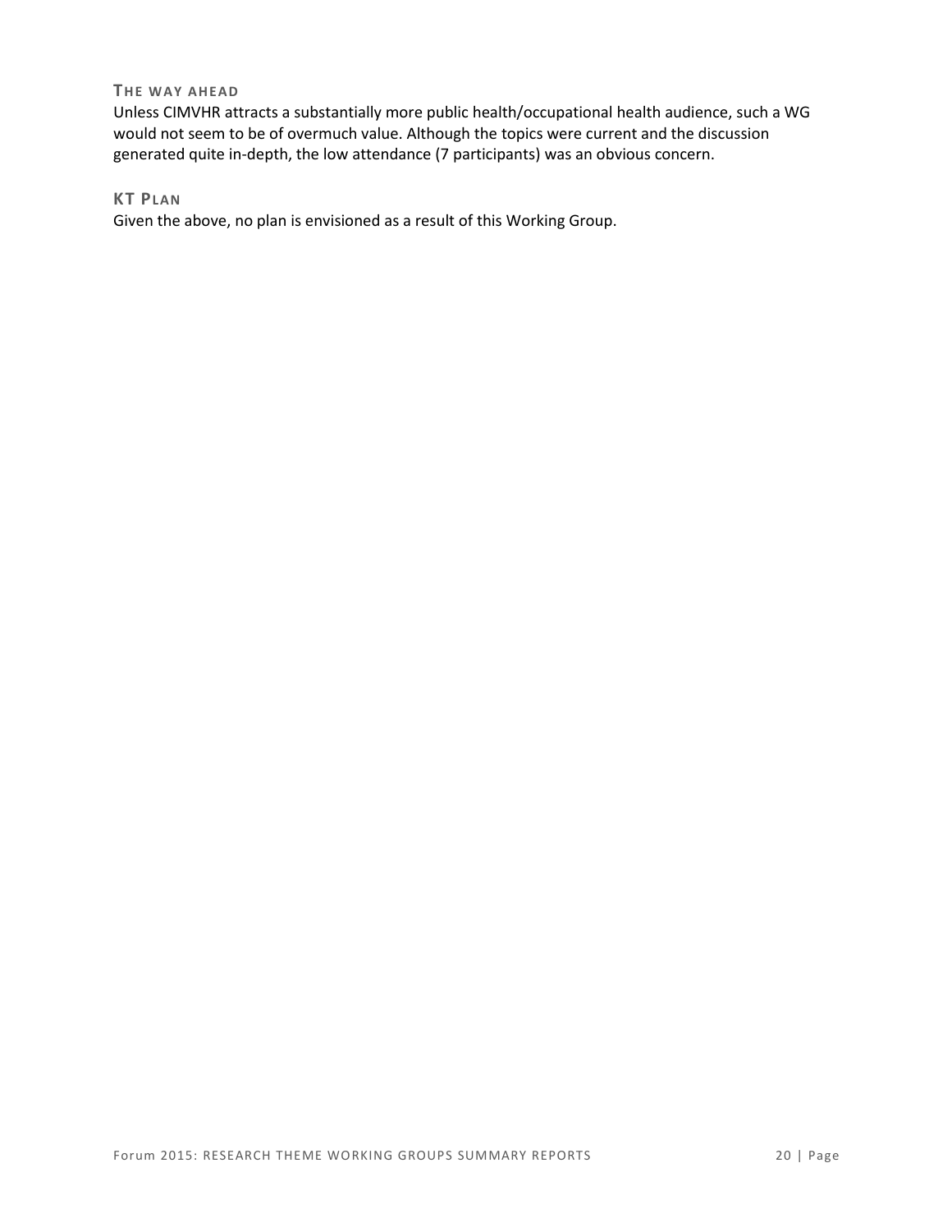### The Way Ahead

Unless CIMVHR attracts a substantially more public health/occupational health audience, such a WG would not seem to be of overmuch value. Although the topics were current and the discussion generated quite in-depth, the low attendance (7 participants) was an obvious concern.

### KT Plan

Given the above, no plan is envisioned as a result of this Working Group.